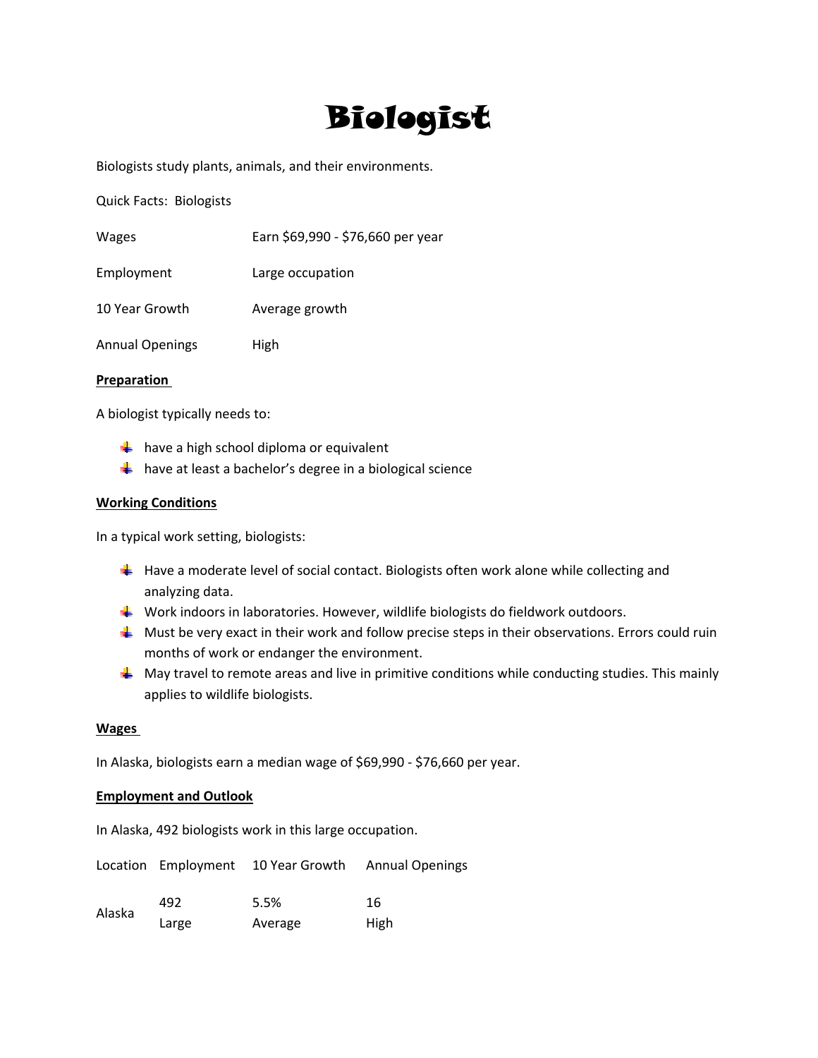# Biologist

Biologists study plants, animals, and their environments.

Quick Facts: Biologists

| | |
|---|---|
| Wages | Earn $69,990 - $76,660 per year |
| Employment | Large occupation |
| 10 Year Growth | Average growth |
| Annual Openings | High |

**Preparation**

A biologist typically needs to:

- have a high school diploma or equivalent
- have at least a bachelor's degree in a biological science

**Working Conditions**

In a typical work setting, biologists:

- Have a moderate level of social contact. Biologists often work alone while collecting and analyzing data.
- Work indoors in laboratories. However, wildlife biologists do fieldwork outdoors.
- Must be very exact in their work and follow precise steps in their observations. Errors could ruin months of work or endanger the environment.
- May travel to remote areas and live in primitive conditions while conducting studies. This mainly applies to wildlife biologists.

**Wages**

In Alaska, biologists earn a median wage of $69,990 - $76,660 per year.

**Employment and Outlook**

In Alaska, 492 biologists work in this large occupation.

| Location | Employment | 10 Year Growth | Annual Openings |
|---|---|---|---|
| Alaska | 492<br>Large | 5.5%<br>Average | 16<br>High |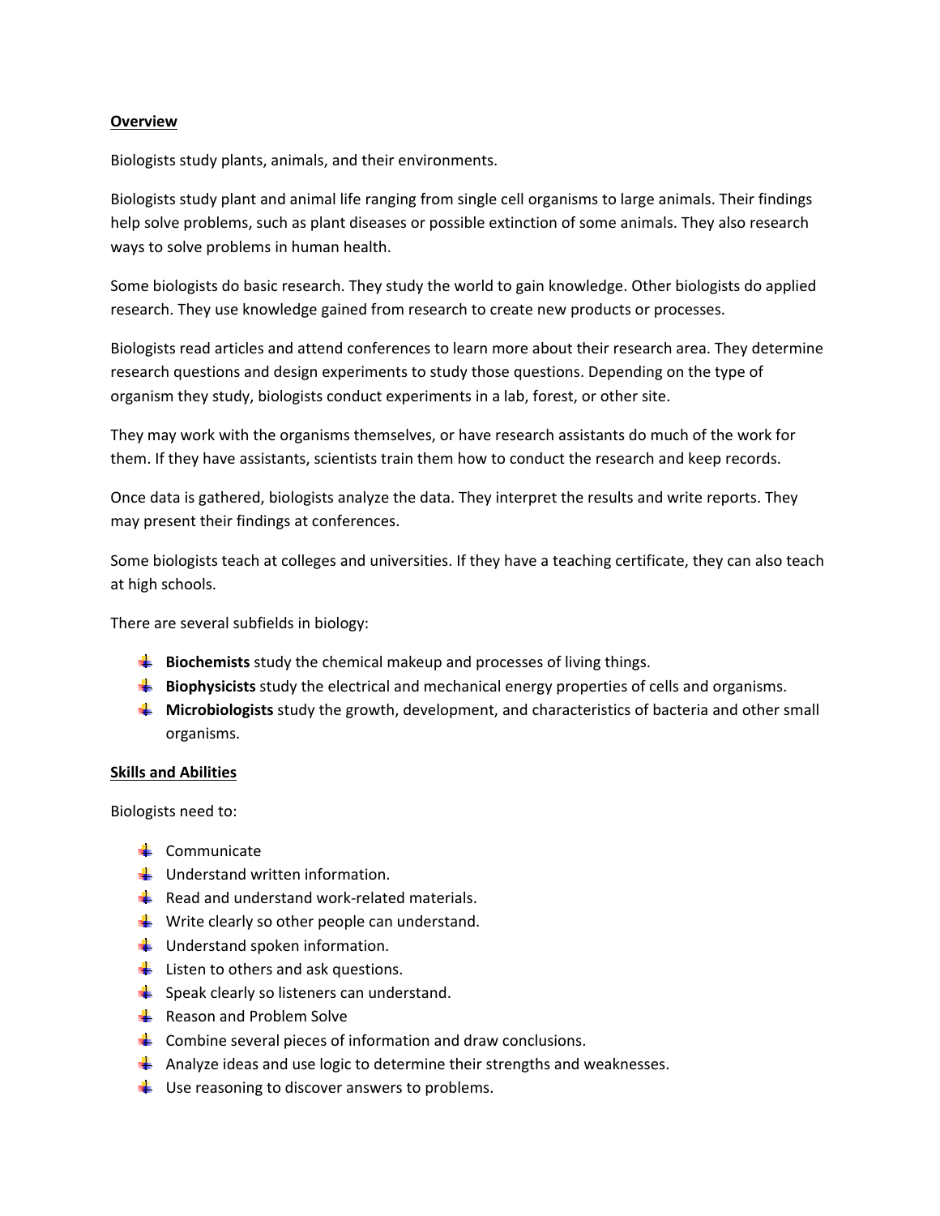**Overview**

Biologists study plants, animals, and their environments.

Biologists study plant and animal life ranging from single cell organisms to large animals. Their findings help solve problems, such as plant diseases or possible extinction of some animals. They also research ways to solve problems in human health.

Some biologists do basic research. They study the world to gain knowledge. Other biologists do applied research. They use knowledge gained from research to create new products or processes.

Biologists read articles and attend conferences to learn more about their research area. They determine research questions and design experiments to study those questions. Depending on the type of organism they study, biologists conduct experiments in a lab, forest, or other site.

They may work with the organisms themselves, or have research assistants do much of the work for them. If they have assistants, scientists train them how to conduct the research and keep records.

Once data is gathered, biologists analyze the data. They interpret the results and write reports. They may present their findings at conferences.

Some biologists teach at colleges and universities. If they have a teaching certificate, they can also teach at high schools.

There are several subfields in biology:

- **Biochemists** study the chemical makeup and processes of living things.
- **Biophysicists** study the electrical and mechanical energy properties of cells and organisms.
- **Microbiologists** study the growth, development, and characteristics of bacteria and other small organisms.

**Skills and Abilities**

Biologists need to:

- Communicate
- Understand written information.
- Read and understand work-related materials.
- Write clearly so other people can understand.
- Understand spoken information.
- Listen to others and ask questions.
- Speak clearly so listeners can understand.
- Reason and Problem Solve
- Combine several pieces of information and draw conclusions.
- Analyze ideas and use logic to determine their strengths and weaknesses.
- Use reasoning to discover answers to problems.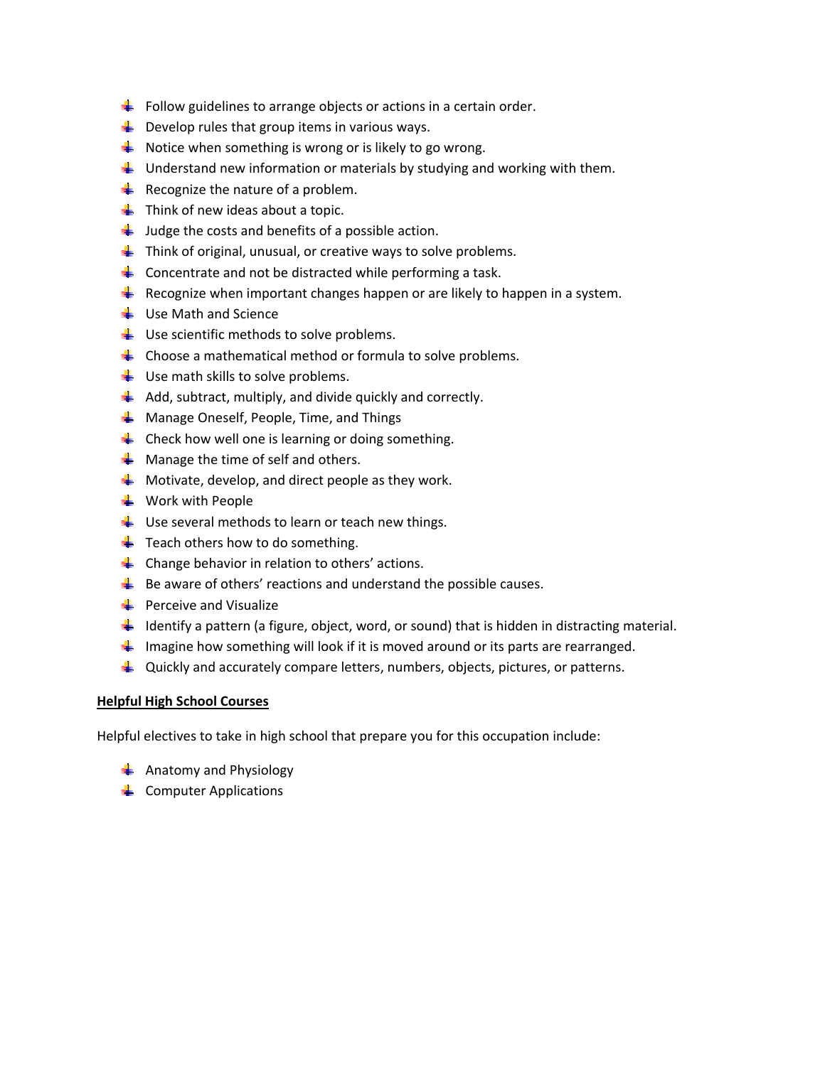- Follow guidelines to arrange objects or actions in a certain order.
- Develop rules that group items in various ways.
- Notice when something is wrong or is likely to go wrong.
- Understand new information or materials by studying and working with them.
- Recognize the nature of a problem.
- Think of new ideas about a topic.
- Judge the costs and benefits of a possible action.
- Think of original, unusual, or creative ways to solve problems.
- Concentrate and not be distracted while performing a task.
- Recognize when important changes happen or are likely to happen in a system.
- Use Math and Science
- Use scientific methods to solve problems.
- Choose a mathematical method or formula to solve problems.
- Use math skills to solve problems.
- Add, subtract, multiply, and divide quickly and correctly.
- Manage Oneself, People, Time, and Things
- Check how well one is learning or doing something.
- Manage the time of self and others.
- Motivate, develop, and direct people as they work.
- Work with People
- Use several methods to learn or teach new things.
- Teach others how to do something.
- Change behavior in relation to others' actions.
- Be aware of others' reactions and understand the possible causes.
- Perceive and Visualize
- Identify a pattern (a figure, object, word, or sound) that is hidden in distracting material.
- Imagine how something will look if it is moved around or its parts are rearranged.
- Quickly and accurately compare letters, numbers, objects, pictures, or patterns.

**Helpful High School Courses**

Helpful electives to take in high school that prepare you for this occupation include:

- Anatomy and Physiology
- Computer Applications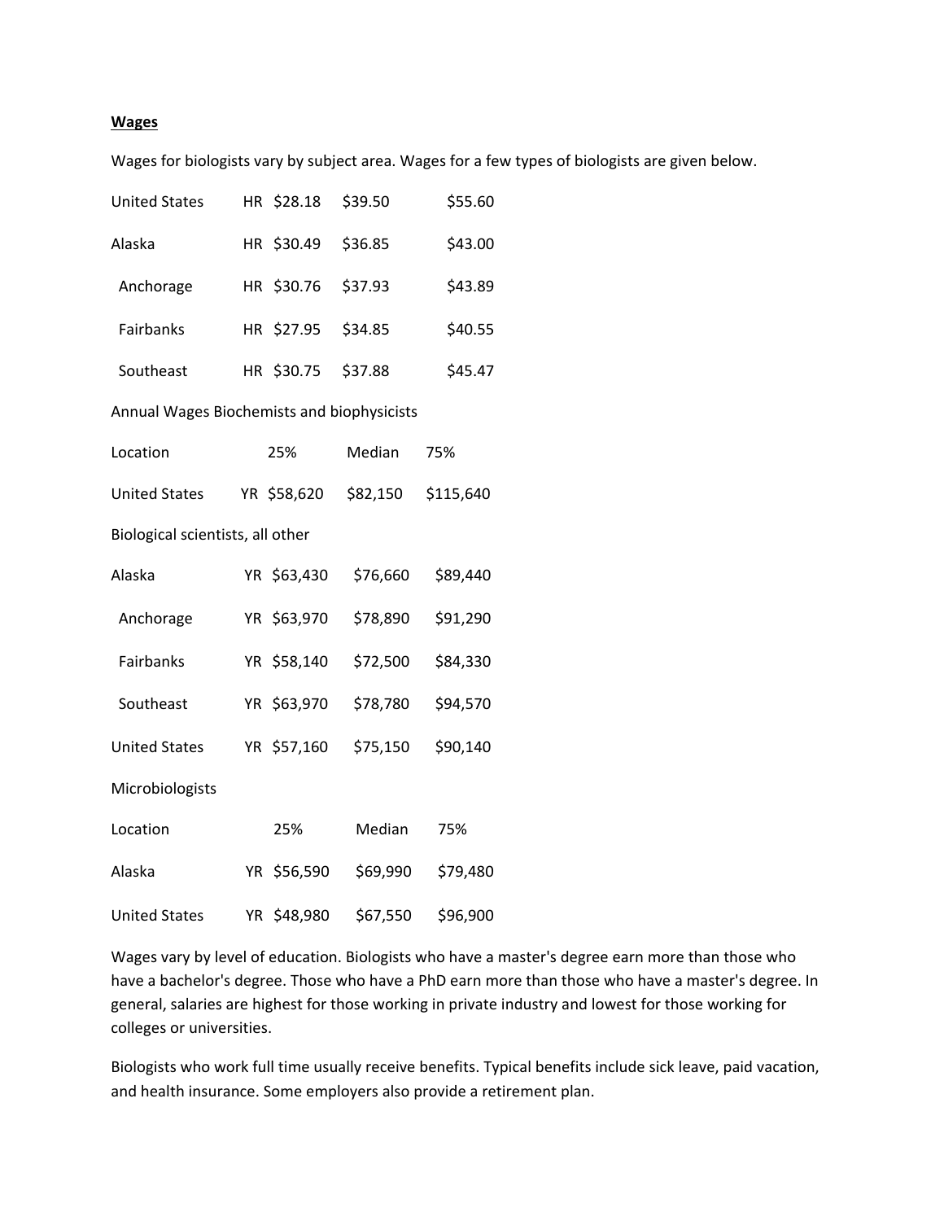**Wages**

Wages for biologists vary by subject area. Wages for a few types of biologists are given below.

| | | | | |
|---|---|---|---|---|
| United States | HR | $28.18 | $39.50 | $55.60 |
| Alaska | HR | $30.49 | $36.85 | $43.00 |
| Anchorage | HR | $30.76 | $37.93 | $43.89 |
| Fairbanks | HR | $27.95 | $34.85 | $40.55 |
| Southeast | HR | $30.75 | $37.88 | $45.47 |

Annual Wages Biochemists and biophysicists

| Location | | 25% | Median | 75% |
|---|---|---|---|---|
| United States | YR | $58,620 | $82,150 | $115,640 |

Biological scientists, all other

| | | | | |
|---|---|---|---|---|
| Alaska | YR | $63,430 | $76,660 | $89,440 |
| Anchorage | YR | $63,970 | $78,890 | $91,290 |
| Fairbanks | YR | $58,140 | $72,500 | $84,330 |
| Southeast | YR | $63,970 | $78,780 | $94,570 |
| United States | YR | $57,160 | $75,150 | $90,140 |

Microbiologists

| Location | | 25% | Median | 75% |
|---|---|---|---|---|
| Alaska | YR | $56,590 | $69,990 | $79,480 |
| United States | YR | $48,980 | $67,550 | $96,900 |

Wages vary by level of education. Biologists who have a master's degree earn more than those who have a bachelor's degree. Those who have a PhD earn more than those who have a master's degree. In general, salaries are highest for those working in private industry and lowest for those working for colleges or universities.

Biologists who work full time usually receive benefits. Typical benefits include sick leave, paid vacation, and health insurance. Some employers also provide a retirement plan.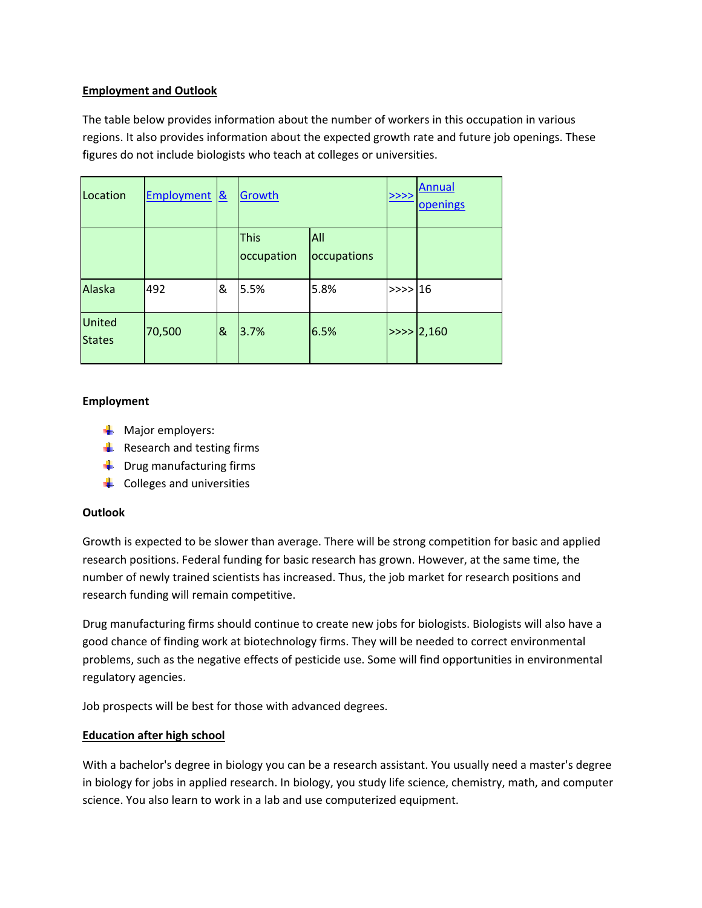**Employment and Outlook**

The table below provides information about the number of workers in this occupation in various regions. It also provides information about the expected growth rate and future job openings. These figures do not include biologists who teach at colleges or universities.

| Location | Employment | & | Growth | | >>>> | Annual openings |
|---|---|---|---|---|---|---|
| | | | This occupation | All occupations | | |
| Alaska | 492 | & | 5.5% | 5.8% | >>>> | 16 |
| United States | 70,500 | & | 3.7% | 6.5% | >>>> | 2,160 |

**Employment**

- Major employers:
- Research and testing firms
- Drug manufacturing firms
- Colleges and universities

**Outlook**

Growth is expected to be slower than average. There will be strong competition for basic and applied research positions. Federal funding for basic research has grown. However, at the same time, the number of newly trained scientists has increased. Thus, the job market for research positions and research funding will remain competitive.

Drug manufacturing firms should continue to create new jobs for biologists. Biologists will also have a good chance of finding work at biotechnology firms. They will be needed to correct environmental problems, such as the negative effects of pesticide use. Some will find opportunities in environmental regulatory agencies.

Job prospects will be best for those with advanced degrees.

**Education after high school**

With a bachelor's degree in biology you can be a research assistant. You usually need a master's degree in biology for jobs in applied research. In biology, you study life science, chemistry, math, and computer science. You also learn to work in a lab and use computerized equipment.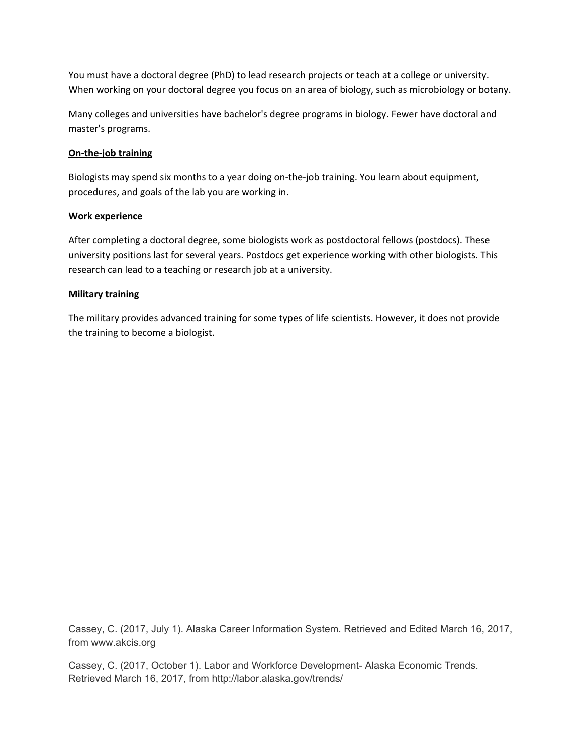You must have a doctoral degree (PhD) to lead research projects or teach at a college or university. When working on your doctoral degree you focus on an area of biology, such as microbiology or botany.

Many colleges and universities have bachelor's degree programs in biology. Fewer have doctoral and master's programs.

### On-the-job training

Biologists may spend six months to a year doing on-the-job training. You learn about equipment, procedures, and goals of the lab you are working in.

### Work experience

After completing a doctoral degree, some biologists work as postdoctoral fellows (postdocs). These university positions last for several years. Postdocs get experience working with other biologists. This research can lead to a teaching or research job at a university.

### Military training

The military provides advanced training for some types of life scientists. However, it does not provide the training to become a biologist.

Cassey, C. (2017, July 1). Alaska Career Information System. Retrieved and Edited March 16, 2017, from www.akcis.org

Cassey, C. (2017, October 1). Labor and Workforce Development- Alaska Economic Trends. Retrieved March 16, 2017, from http://labor.alaska.gov/trends/